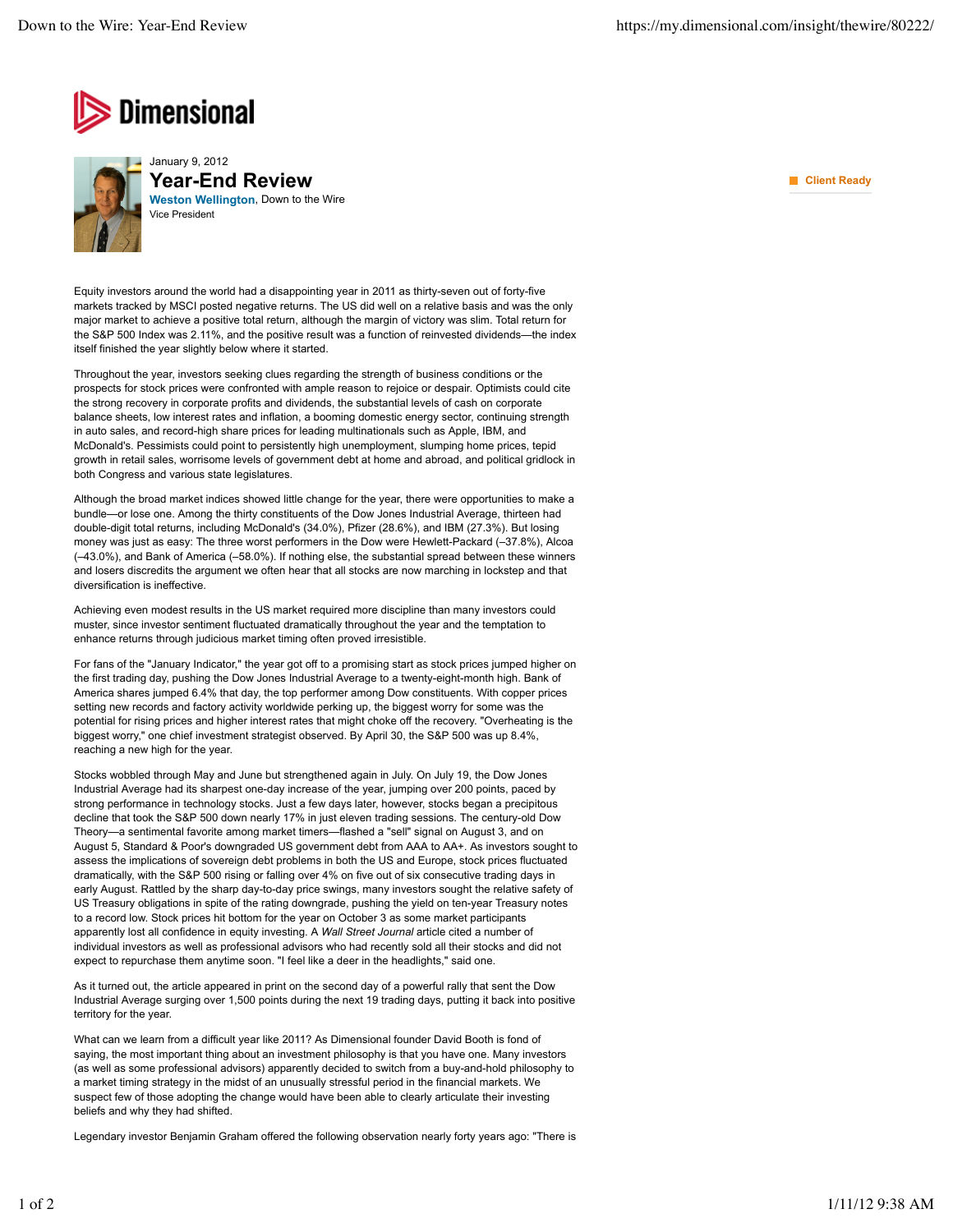Dimensional

January 9, 2012

# Year-End Review

**Weston Wellington**, Down to the Wire
Vice President

Client Ready

Equity investors around the world had a disappointing year in 2011 as thirty-seven out of forty-five markets tracked by MSCI posted negative returns. The US did well on a relative basis and was the only major market to achieve a positive total return, although the margin of victory was slim. Total return for the S&P 500 Index was 2.11%, and the positive result was a function of reinvested dividends—the index itself finished the year slightly below where it started.

Throughout the year, investors seeking clues regarding the strength of business conditions or the prospects for stock prices were confronted with ample reason to rejoice or despair. Optimists could cite the strong recovery in corporate profits and dividends, the substantial levels of cash on corporate balance sheets, low interest rates and inflation, a booming domestic energy sector, continuing strength in auto sales, and record-high share prices for leading multinationals such as Apple, IBM, and McDonald's. Pessimists could point to persistently high unemployment, slumping home prices, tepid growth in retail sales, worrisome levels of government debt at home and abroad, and political gridlock in both Congress and various state legislatures.

Although the broad market indices showed little change for the year, there were opportunities to make a bundle—or lose one. Among the thirty constituents of the Dow Jones Industrial Average, thirteen had double-digit total returns, including McDonald's (34.0%), Pfizer (28.6%), and IBM (27.3%). But losing money was just as easy: The three worst performers in the Dow were Hewlett-Packard (–37.8%), Alcoa (–43.0%), and Bank of America (–58.0%). If nothing else, the substantial spread between these winners and losers discredits the argument we often hear that all stocks are now marching in lockstep and that diversification is ineffective.

Achieving even modest results in the US market required more discipline than many investors could muster, since investor sentiment fluctuated dramatically throughout the year and the temptation to enhance returns through judicious market timing often proved irresistible.

For fans of the "January Indicator," the year got off to a promising start as stock prices jumped higher on the first trading day, pushing the Dow Jones Industrial Average to a twenty-eight-month high. Bank of America shares jumped 6.4% that day, the top performer among Dow constituents. With copper prices setting new records and factory activity worldwide perking up, the biggest worry for some was the potential for rising prices and higher interest rates that might choke off the recovery. "Overheating is the biggest worry," one chief investment strategist observed. By April 30, the S&P 500 was up 8.4%, reaching a new high for the year.

Stocks wobbled through May and June but strengthened again in July. On July 19, the Dow Jones Industrial Average had its sharpest one-day increase of the year, jumping over 200 points, paced by strong performance in technology stocks. Just a few days later, however, stocks began a precipitous decline that took the S&P 500 down nearly 17% in just eleven trading sessions. The century-old Dow Theory—a sentimental favorite among market timers—flashed a "sell" signal on August 3, and on August 5, Standard & Poor's downgraded US government debt from AAA to AA+. As investors sought to assess the implications of sovereign debt problems in both the US and Europe, stock prices fluctuated dramatically, with the S&P 500 rising or falling over 4% on five out of six consecutive trading days in early August. Rattled by the sharp day-to-day price swings, many investors sought the relative safety of US Treasury obligations in spite of the rating downgrade, pushing the yield on ten-year Treasury notes to a record low. Stock prices hit bottom for the year on October 3 as some market participants apparently lost all confidence in equity investing. A *Wall Street Journal* article cited a number of individual investors as well as professional advisors who had recently sold all their stocks and did not expect to repurchase them anytime soon. "I feel like a deer in the headlights," said one.

As it turned out, the article appeared in print on the second day of a powerful rally that sent the Dow Industrial Average surging over 1,500 points during the next 19 trading days, putting it back into positive territory for the year.

What can we learn from a difficult year like 2011? As Dimensional founder David Booth is fond of saying, the most important thing about an investment philosophy is that you have one. Many investors (as well as some professional advisors) apparently decided to switch from a buy-and-hold philosophy to a market timing strategy in the midst of an unusually stressful period in the financial markets. We suspect few of those adopting the change would have been able to clearly articulate their investing beliefs and why they had shifted.

Legendary investor Benjamin Graham offered the following observation nearly forty years ago: "There is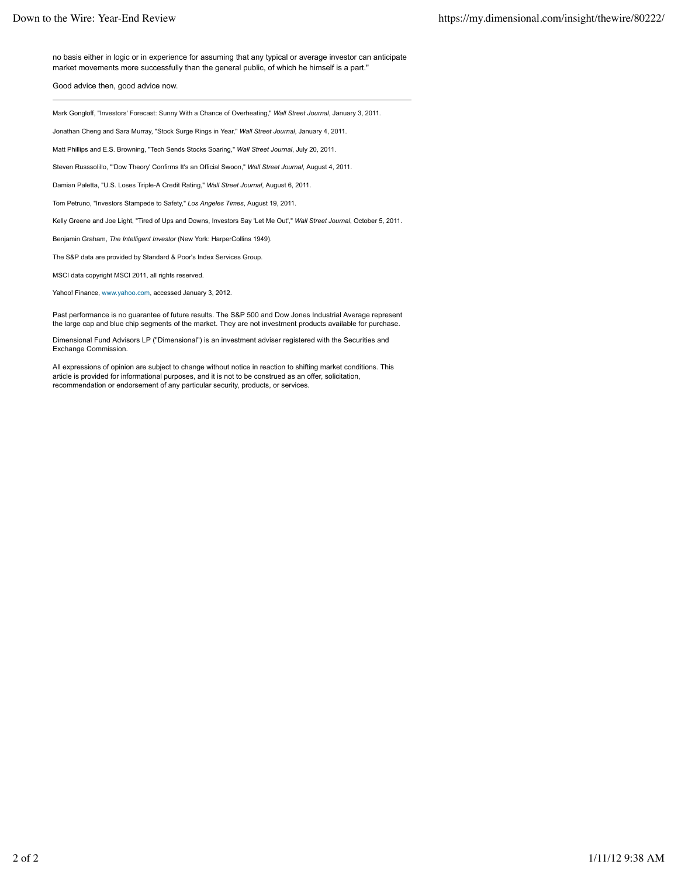no basis either in logic or in experience for assuming that any typical or average investor can anticipate market movements more successfully than the general public, of which he himself is a part."

Good advice then, good advice now.

---

Mark Gongloff, "Investors' Forecast: Sunny With a Chance of Overheating," *Wall Street Journal*, January 3, 2011.

Jonathan Cheng and Sara Murray, "Stock Surge Rings in Year," *Wall Street Journal*, January 4, 2011.

Matt Phillips and E.S. Browning, "Tech Sends Stocks Soaring," *Wall Street Journal*, July 20, 2011.

Steven Russsolillo, "'Dow Theory' Confirms It's an Official Swoon," *Wall Street Journal*, August 4, 2011.

Damian Paletta, "U.S. Loses Triple-A Credit Rating," *Wall Street Journal*, August 6, 2011.

Tom Petruno, "Investors Stampede to Safety," *Los Angeles Times*, August 19, 2011.

Kelly Greene and Joe Light, "Tired of Ups and Downs, Investors Say 'Let Me Out'," *Wall Street Journal*, October 5, 2011.

Benjamin Graham, *The Intelligent Investor* (New York: HarperCollins 1949).

The S&P data are provided by Standard & Poor's Index Services Group.

MSCI data copyright MSCI 2011, all rights reserved.

Yahoo! Finance, www.yahoo.com, accessed January 3, 2012.

Past performance is no guarantee of future results. The S&P 500 and Dow Jones Industrial Average represent the large cap and blue chip segments of the market. They are not investment products available for purchase.

Dimensional Fund Advisors LP ("Dimensional") is an investment adviser registered with the Securities and Exchange Commission.

All expressions of opinion are subject to change without notice in reaction to shifting market conditions. This article is provided for informational purposes, and it is not to be construed as an offer, solicitation, recommendation or endorsement of any particular security, products, or services.